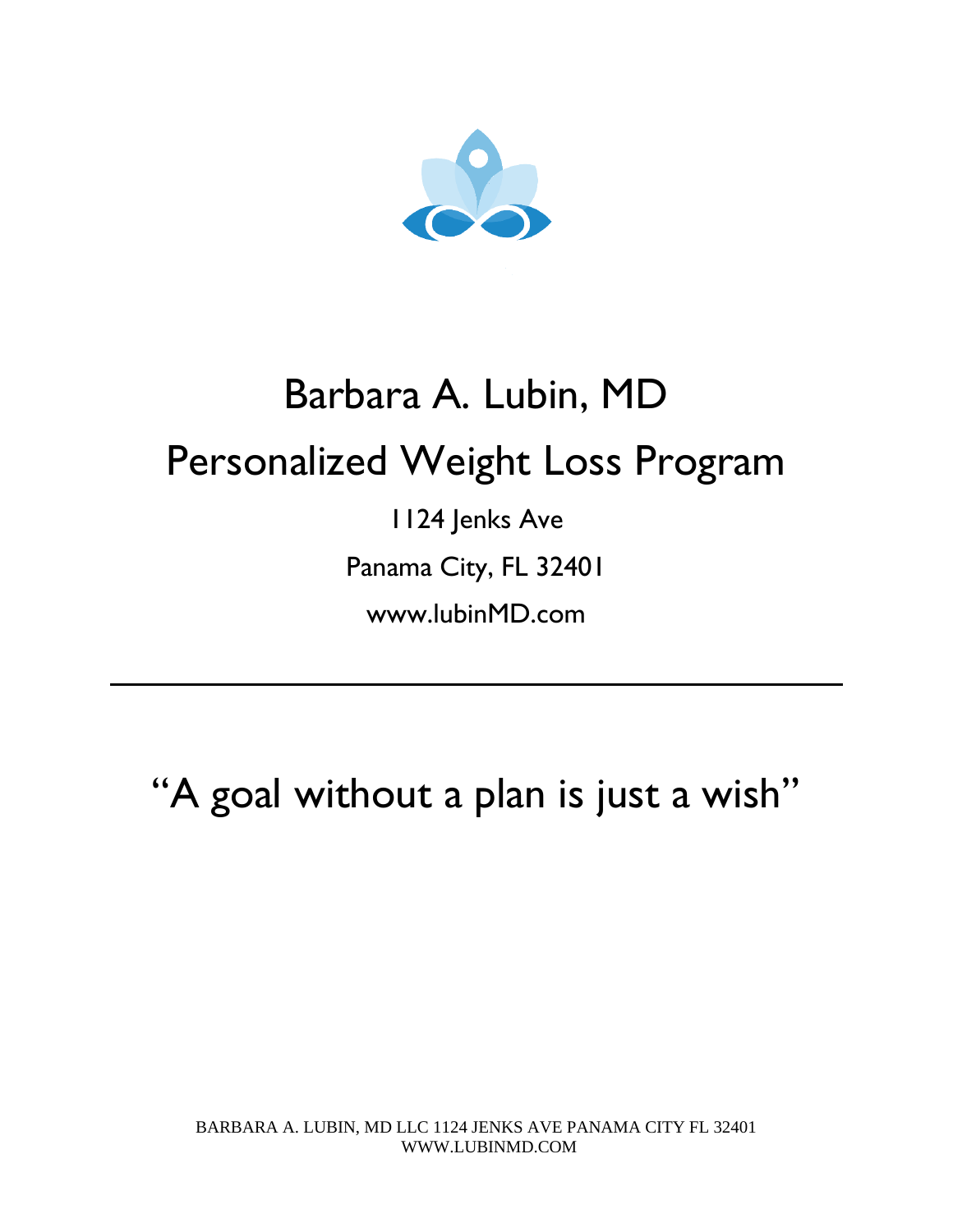# Barbara A. Lubin, MD

# Personalized Weight Loss Program

1124 Jenks Ave

Panama City, FL 32401

www.lubinMD.com

---

## "A goal without a plan is just a wish"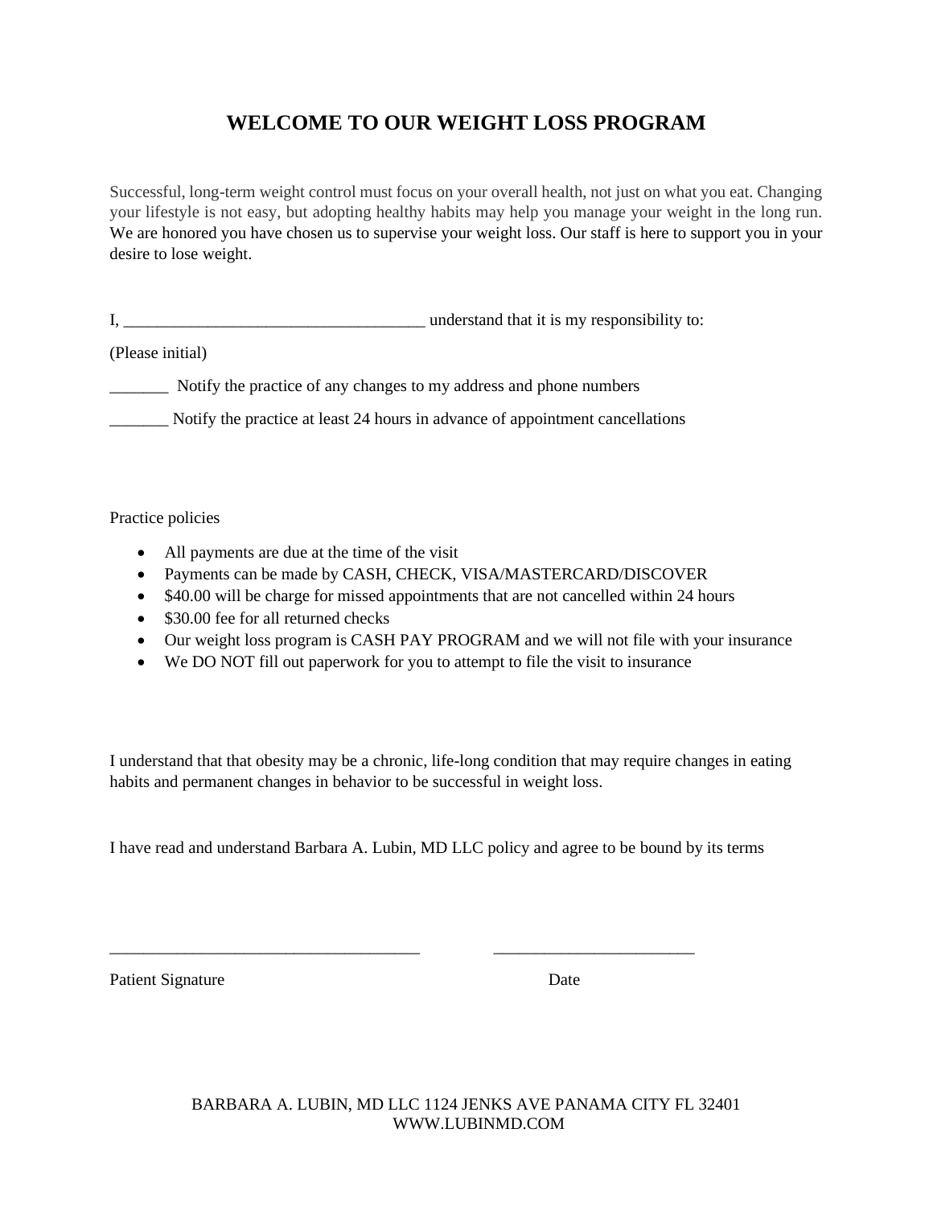# WELCOME TO OUR WEIGHT LOSS PROGRAM

Successful, long-term weight control must focus on your overall health, not just on what you eat. Changing your lifestyle is not easy, but adopting healthy habits may help you manage your weight in the long run. We are honored you have chosen us to supervise your weight loss. Our staff is here to support you in your desire to lose weight.

I, ____________________________________ understand that it is my responsibility to:

(Please initial)

_______ Notify the practice of any changes to my address and phone numbers

_______ Notify the practice at least 24 hours in advance of appointment cancellations

Practice policies

- All payments are due at the time of the visit
- Payments can be made by CASH, CHECK, VISA/MASTERCARD/DISCOVER
- $40.00 will be charge for missed appointments that are not cancelled within 24 hours
- $30.00 fee for all returned checks
- Our weight loss program is CASH PAY PROGRAM and we will not file with your insurance
- We DO NOT fill out paperwork for you to attempt to file the visit to insurance

I understand that that obesity may be a chronic, life-long condition that may require changes in eating habits and permanent changes in behavior to be successful in weight loss.

I have read and understand Barbara A. Lubin, MD LLC policy and agree to be bound by its terms

_____________________________________ ________________________

Patient Signature Date

BARBARA A. LUBIN, MD LLC 1124 JENKS AVE PANAMA CITY FL 32401
WWW.LUBINMD.COM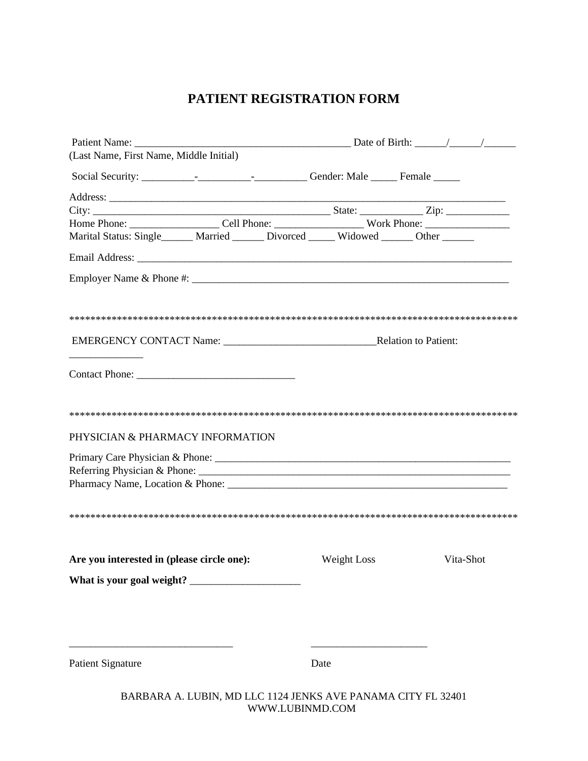# PATIENT REGISTRATION FORM

Patient Name: ________________________________________ Date of Birth: ______/______/______
(Last Name, First Name, Middle Initial)

Social Security: __________-__________-__________ Gender: Male _____ Female _____

Address: ______________________________________________________________________________
City: ____________________________________________ State: ___________ Zip: ____________
Home Phone: _________________ Cell Phone: ________________ Work Phone: ________________
Marital Status: Single______ Married ______ Divorced _____ Widowed ______ Other ______

Email Address: __________________________________________________________________________

Employer Name & Phone #: _______________________________________________________________

*****************************************************************************************

EMERGENCY CONTACT Name: ____________________________Relation to Patient: ______________

Contact Phone: ______________________________

*****************************************************************************************

PHYSICIAN & PHARMACY INFORMATION

Primary Care Physician & Phone: __________________________________________________________
Referring Physician & Phone: _____________________________________________________________
Pharmacy Name, Location & Phone: _______________________________________________________

*****************************************************************************************

**Are you interested in (please circle one):** Weight Loss Vita-Shot

**What is your goal weight?** _____________________

_______________________________ ______________________

Patient Signature Date

BARBARA A. LUBIN, MD LLC 1124 JENKS AVE PANAMA CITY FL 32401
WWW.LUBINMD.COM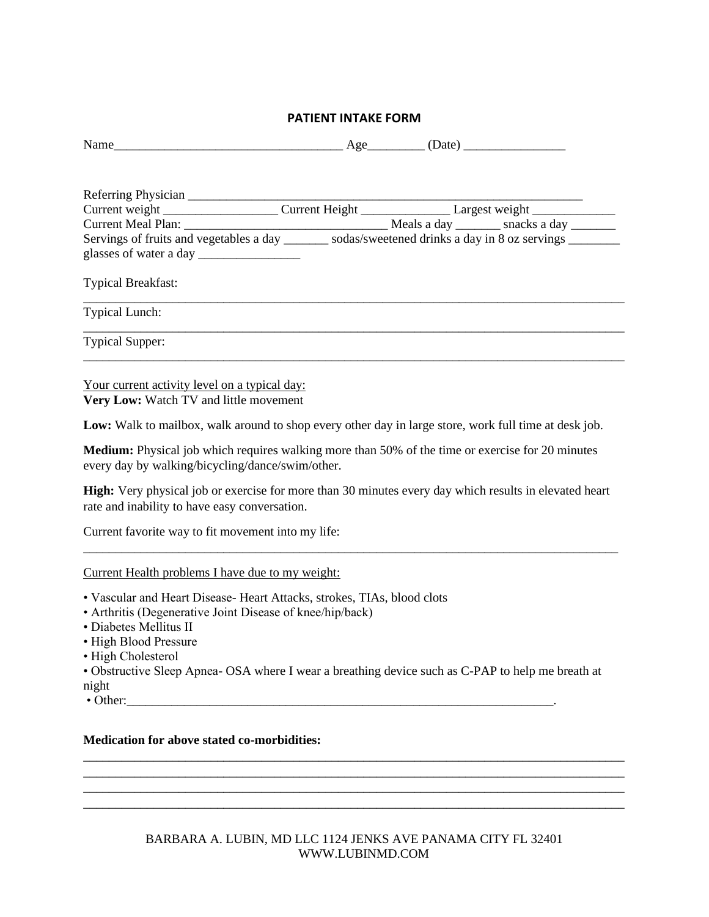# PATIENT INTAKE FORM

Name___________________________________ Age_________ (Date) ________________

Referring Physician ______________________________________________________________

Current weight __________________ Current Height ______________ Largest weight _____________

Current Meal Plan: ________________________________ Meals a day _______ snacks a day _______

Servings of fruits and vegetables a day _______ sodas/sweetened drinks a day in 8 oz servings ________

glasses of water a day ________________

Typical Breakfast:

_________________________________________________________________________________________

Typical Lunch:

_________________________________________________________________________________________

Typical Supper:

_________________________________________________________________________________________

Your current activity level on a typical day:

**Very Low:** Watch TV and little movement

**Low:** Walk to mailbox, walk around to shop every other day in large store, work full time at desk job.

**Medium:** Physical job which requires walking more than 50% of the time or exercise for 20 minutes every day by walking/bicycling/dance/swim/other.

**High:** Very physical job or exercise for more than 30 minutes every day which results in elevated heart rate and inability to have easy conversation.

Current favorite way to fit movement into my life:

_________________________________________________________________________________________

Current Health problems I have due to my weight:

- Vascular and Heart Disease- Heart Attacks, strokes, TIAs, blood clots
- Arthritis (Degenerative Joint Disease of knee/hip/back)
- Diabetes Mellitus II
- High Blood Pressure
- High Cholesterol
- Obstructive Sleep Apnea- OSA where I wear a breathing device such as C-PAP to help me breath at night
- Other:_______________________________________________________________________.

**Medication for above stated co-morbidities:**

_________________________________________________________________________________________

_________________________________________________________________________________________

_________________________________________________________________________________________

_________________________________________________________________________________________

BARBARA A. LUBIN, MD LLC 1124 JENKS AVE PANAMA CITY FL 32401
WWW.LUBINMD.COM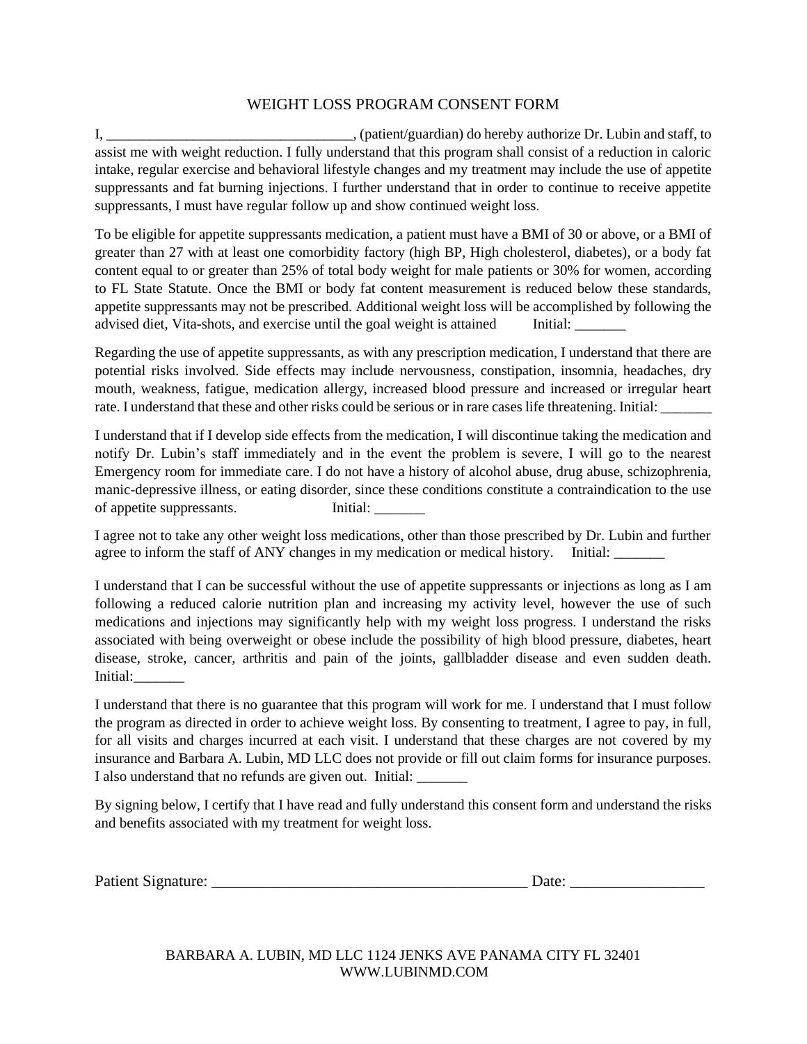# WEIGHT LOSS PROGRAM CONSENT FORM

I, _________________________________, (patient/guardian) do hereby authorize Dr. Lubin and staff, to assist me with weight reduction. I fully understand that this program shall consist of a reduction in caloric intake, regular exercise and behavioral lifestyle changes and my treatment may include the use of appetite suppressants and fat burning injections. I further understand that in order to continue to receive appetite suppressants, I must have regular follow up and show continued weight loss.

To be eligible for appetite suppressants medication, a patient must have a BMI of 30 or above, or a BMI of greater than 27 with at least one comorbidity factory (high BP, High cholesterol, diabetes), or a body fat content equal to or greater than 25% of total body weight for male patients or 30% for women, according to FL State Statute. Once the BMI or body fat content measurement is reduced below these standards, appetite suppressants may not be prescribed. Additional weight loss will be accomplished by following the advised diet, Vita-shots, and exercise until the goal weight is attained Initial: _______

Regarding the use of appetite suppressants, as with any prescription medication, I understand that there are potential risks involved. Side effects may include nervousness, constipation, insomnia, headaches, dry mouth, weakness, fatigue, medication allergy, increased blood pressure and increased or irregular heart rate. I understand that these and other risks could be serious or in rare cases life threatening. Initial: _______

I understand that if I develop side effects from the medication, I will discontinue taking the medication and notify Dr. Lubin's staff immediately and in the event the problem is severe, I will go to the nearest Emergency room for immediate care. I do not have a history of alcohol abuse, drug abuse, schizophrenia, manic-depressive illness, or eating disorder, since these conditions constitute a contraindication to the use of appetite suppressants. Initial: _______

I agree not to take any other weight loss medications, other than those prescribed by Dr. Lubin and further agree to inform the staff of ANY changes in my medication or medical history. Initial: _______

I understand that I can be successful without the use of appetite suppressants or injections as long as I am following a reduced calorie nutrition plan and increasing my activity level, however the use of such medications and injections may significantly help with my weight loss progress. I understand the risks associated with being overweight or obese include the possibility of high blood pressure, diabetes, heart disease, stroke, cancer, arthritis and pain of the joints, gallbladder disease and even sudden death. Initial:_______

I understand that there is no guarantee that this program will work for me. I understand that I must follow the program as directed in order to achieve weight loss. By consenting to treatment, I agree to pay, in full, for all visits and charges incurred at each visit. I understand that these charges are not covered by my insurance and Barbara A. Lubin, MD LLC does not provide or fill out claim forms for insurance purposes. I also understand that no refunds are given out. Initial: _______

By signing below, I certify that I have read and fully understand this consent form and understand the risks and benefits associated with my treatment for weight loss.

Patient Signature: ________________________________________ Date: _________________

BARBARA A. LUBIN, MD LLC 1124 JENKS AVE PANAMA CITY FL 32401
WWW.LUBINMD.COM